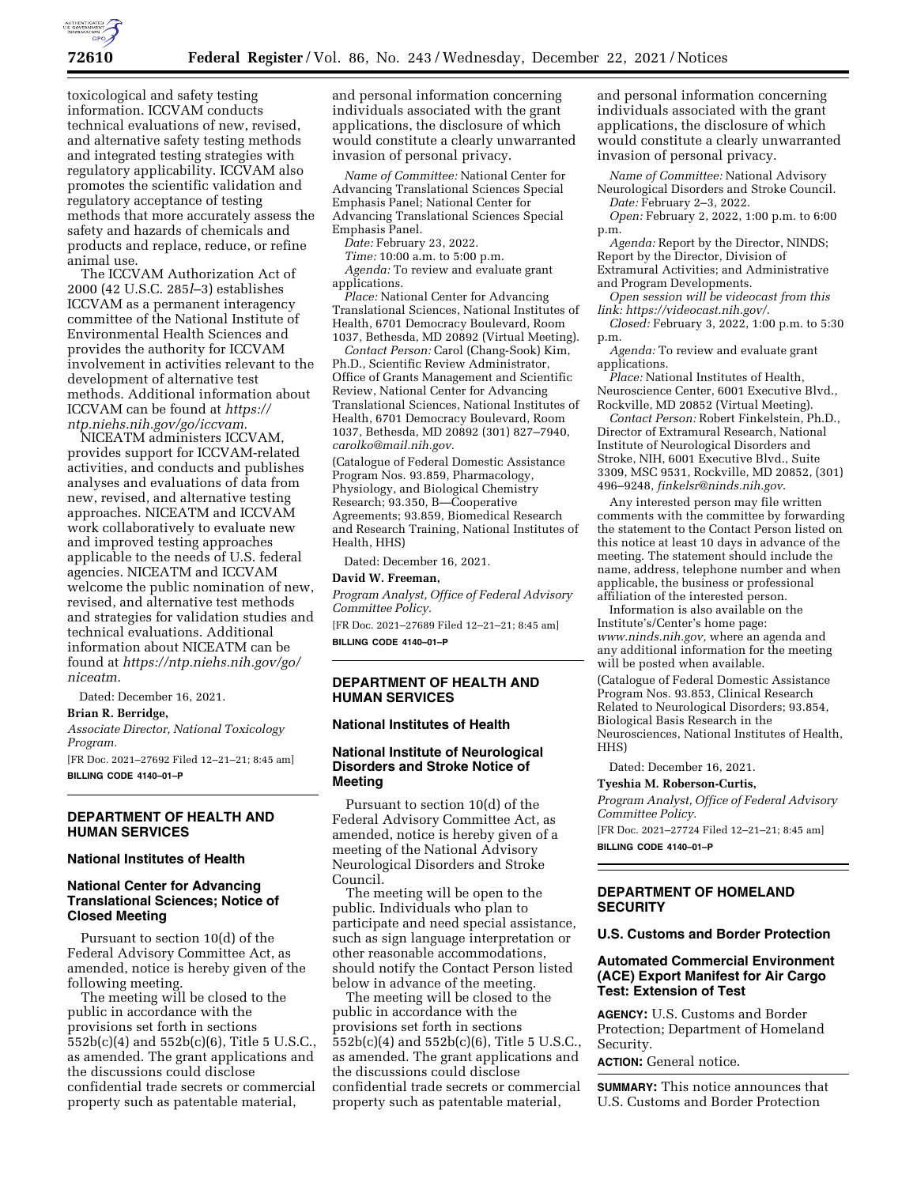toxicological and safety testing information. ICCVAM conducts technical evaluations of new, revised, and alternative safety testing methods and integrated testing strategies with regulatory applicability. ICCVAM also promotes the scientific validation and regulatory acceptance of testing methods that more accurately assess the safety and hazards of chemicals and products and replace, reduce, or refine animal use.

The ICCVAM Authorization Act of 2000 (42 U.S.C. 285*l*–3) establishes ICCVAM as a permanent interagency committee of the National Institute of Environmental Health Sciences and provides the authority for ICCVAM involvement in activities relevant to the development of alternative test methods. Additional information about ICCVAM can be found at *https://ntp.niehs.nih.gov/go/iccvam.*

NICEATM administers ICCVAM, provides support for ICCVAM-related activities, and conducts and publishes analyses and evaluations of data from new, revised, and alternative testing approaches. NICEATM and ICCVAM work collaboratively to evaluate new and improved testing approaches applicable to the needs of U.S. federal agencies. NICEATM and ICCVAM welcome the public nomination of new, revised, and alternative test methods and strategies for validation studies and technical evaluations. Additional information about NICEATM can be found at *https://ntp.niehs.nih.gov/go/niceatm.*

Dated: December 16, 2021.

**Brian R. Berridge,**

*Associate Director, National Toxicology Program.*

[FR Doc. 2021–27692 Filed 12–21–21; 8:45 am]

**BILLING CODE 4140–01–P**

---

## DEPARTMENT OF HEALTH AND HUMAN SERVICES

### National Institutes of Health

### National Center for Advancing Translational Sciences; Notice of Closed Meeting

Pursuant to section 10(d) of the Federal Advisory Committee Act, as amended, notice is hereby given of the following meeting.

The meeting will be closed to the public in accordance with the provisions set forth in sections 552b(c)(4) and 552b(c)(6), Title 5 U.S.C., as amended. The grant applications and the discussions could disclose confidential trade secrets or commercial property such as patentable material, and personal information concerning individuals associated with the grant applications, the disclosure of which would constitute a clearly unwarranted invasion of personal privacy.

*Name of Committee:* National Center for Advancing Translational Sciences Special Emphasis Panel; National Center for Advancing Translational Sciences Special Emphasis Panel.

*Date:* February 23, 2022.

*Time:* 10:00 a.m. to 5:00 p.m.

*Agenda:* To review and evaluate grant applications.

*Place:* National Center for Advancing Translational Sciences, National Institutes of Health, 6701 Democracy Boulevard, Room 1037, Bethesda, MD 20892 (Virtual Meeting).

*Contact Person:* Carol (Chang-Sook) Kim, Ph.D., Scientific Review Administrator, Office of Grants Management and Scientific Review, National Center for Advancing Translational Sciences, National Institutes of Health, 6701 Democracy Boulevard, Room 1037, Bethesda, MD 20892 (301) 827–7940, *carolko@mail.nih.gov.*

(Catalogue of Federal Domestic Assistance Program Nos. 93.859, Pharmacology, Physiology, and Biological Chemistry Research; 93.350, B—Cooperative Agreements; 93.859, Biomedical Research and Research Training, National Institutes of Health, HHS)

Dated: December 16, 2021.

**David W. Freeman,**

*Program Analyst, Office of Federal Advisory Committee Policy.*

[FR Doc. 2021–27689 Filed 12–21–21; 8:45 am]

**BILLING CODE 4140–01–P**

---

## DEPARTMENT OF HEALTH AND HUMAN SERVICES

### National Institutes of Health

### National Institute of Neurological Disorders and Stroke Notice of Meeting

Pursuant to section 10(d) of the Federal Advisory Committee Act, as amended, notice is hereby given of a meeting of the National Advisory Neurological Disorders and Stroke Council.

The meeting will be open to the public. Individuals who plan to participate and need special assistance, such as sign language interpretation or other reasonable accommodations, should notify the Contact Person listed below in advance of the meeting.

The meeting will be closed to the public in accordance with the provisions set forth in sections 552b(c)(4) and 552b(c)(6), Title 5 U.S.C., as amended. The grant applications and the discussions could disclose confidential trade secrets or commercial property such as patentable material, and personal information concerning individuals associated with the grant applications, the disclosure of which would constitute a clearly unwarranted invasion of personal privacy.

*Name of Committee:* National Advisory Neurological Disorders and Stroke Council.

*Date:* February 2–3, 2022.

*Open:* February 2, 2022, 1:00 p.m. to 6:00 p.m.

*Agenda:* Report by the Director, NINDS; Report by the Director, Division of Extramural Activities; and Administrative and Program Developments.

*Open session will be videocast from this link: https://videocast.nih.gov/.*

*Closed:* February 3, 2022, 1:00 p.m. to 5:30 p.m.

*Agenda:* To review and evaluate grant applications.

*Place:* National Institutes of Health, Neuroscience Center, 6001 Executive Blvd., Rockville, MD 20852 (Virtual Meeting).

*Contact Person:* Robert Finkelstein, Ph.D., Director of Extramural Research, National Institute of Neurological Disorders and Stroke, NIH, 6001 Executive Blvd., Suite 3309, MSC 9531, Rockville, MD 20852, (301) 496–9248, *finkelsr@ninds.nih.gov.*

Any interested person may file written comments with the committee by forwarding the statement to the Contact Person listed on this notice at least 10 days in advance of the meeting. The statement should include the name, address, telephone number and when applicable, the business or professional affiliation of the interested person.

Information is also available on the Institute's/Center's home page: *www.ninds.nih.gov,* where an agenda and any additional information for the meeting will be posted when available.

(Catalogue of Federal Domestic Assistance Program Nos. 93.853, Clinical Research Related to Neurological Disorders; 93.854, Biological Basis Research in the Neurosciences, National Institutes of Health, HHS)

Dated: December 16, 2021.

**Tyeshia M. Roberson-Curtis,**

*Program Analyst, Office of Federal Advisory Committee Policy.*

[FR Doc. 2021–27724 Filed 12–21–21; 8:45 am]

**BILLING CODE 4140–01–P**

---

## DEPARTMENT OF HOMELAND SECURITY

### U.S. Customs and Border Protection

### Automated Commercial Environment (ACE) Export Manifest for Air Cargo Test: Extension of Test

**AGENCY:** U.S. Customs and Border Protection; Department of Homeland Security.

**ACTION:** General notice.

**SUMMARY:** This notice announces that U.S. Customs and Border Protection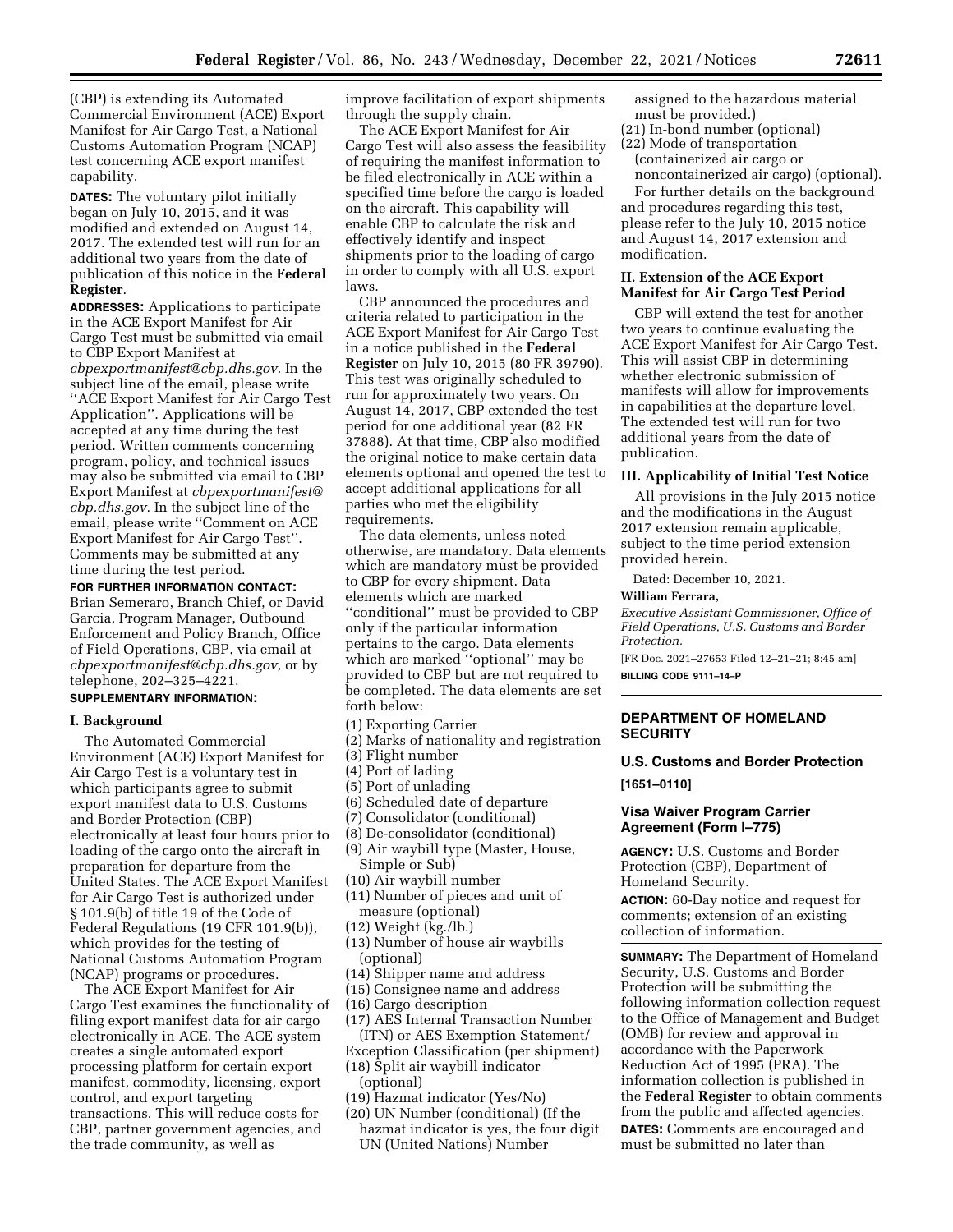(CBP) is extending its Automated Commercial Environment (ACE) Export Manifest for Air Cargo Test, a National Customs Automation Program (NCAP) test concerning ACE export manifest capability.

**DATES:** The voluntary pilot initially began on July 10, 2015, and it was modified and extended on August 14, 2017. The extended test will run for an additional two years from the date of publication of this notice in the **Federal Register**.

**ADDRESSES:** Applications to participate in the ACE Export Manifest for Air Cargo Test must be submitted via email to CBP Export Manifest at *cbpexportmanifest@cbp.dhs.gov*. In the subject line of the email, please write ''ACE Export Manifest for Air Cargo Test Application''. Applications will be accepted at any time during the test period. Written comments concerning program, policy, and technical issues may also be submitted via email to CBP Export Manifest at *cbpexportmanifest@cbp.dhs.gov*. In the subject line of the email, please write ''Comment on ACE Export Manifest for Air Cargo Test''. Comments may be submitted at any time during the test period.

**FOR FURTHER INFORMATION CONTACT:** Brian Semeraro, Branch Chief, or David Garcia, Program Manager, Outbound Enforcement and Policy Branch, Office of Field Operations, CBP, via email at *cbpexportmanifest@cbp.dhs.gov,* or by telephone, 202–325–4221.

**SUPPLEMENTARY INFORMATION:**

## I. Background

The Automated Commercial Environment (ACE) Export Manifest for Air Cargo Test is a voluntary test in which participants agree to submit export manifest data to U.S. Customs and Border Protection (CBP) electronically at least four hours prior to loading of the cargo onto the aircraft in preparation for departure from the United States. The ACE Export Manifest for Air Cargo Test is authorized under § 101.9(b) of title 19 of the Code of Federal Regulations (19 CFR 101.9(b)), which provides for the testing of National Customs Automation Program (NCAP) programs or procedures.

The ACE Export Manifest for Air Cargo Test examines the functionality of filing export manifest data for air cargo electronically in ACE. The ACE system creates a single automated export processing platform for certain export manifest, commodity, licensing, export control, and export targeting transactions. This will reduce costs for CBP, partner government agencies, and the trade community, as well as improve facilitation of export shipments through the supply chain.

The ACE Export Manifest for Air Cargo Test will also assess the feasibility of requiring the manifest information to be filed electronically in ACE within a specified time before the cargo is loaded on the aircraft. This capability will enable CBP to calculate the risk and effectively identify and inspect shipments prior to the loading of cargo in order to comply with all U.S. export laws.

CBP announced the procedures and criteria related to participation in the ACE Export Manifest for Air Cargo Test in a notice published in the **Federal Register** on July 10, 2015 (80 FR 39790). This test was originally scheduled to run for approximately two years. On August 14, 2017, CBP extended the test period for one additional year (82 FR 37888). At that time, CBP also modified the original notice to make certain data elements optional and opened the test to accept additional applications for all parties who met the eligibility requirements.

The data elements, unless noted otherwise, are mandatory. Data elements which are mandatory must be provided to CBP for every shipment. Data elements which are marked ''conditional'' must be provided to CBP only if the particular information pertains to the cargo. Data elements which are marked ''optional'' may be provided to CBP but are not required to be completed. The data elements are set forth below:

(1) Exporting Carrier
(2) Marks of nationality and registration
(3) Flight number
(4) Port of lading
(5) Port of unlading
(6) Scheduled date of departure
(7) Consolidator (conditional)
(8) De-consolidator (conditional)
(9) Air waybill type (Master, House, Simple or Sub)
(10) Air waybill number
(11) Number of pieces and unit of measure (optional)
(12) Weight (kg./lb.)
(13) Number of house air waybills (optional)
(14) Shipper name and address
(15) Consignee name and address
(16) Cargo description
(17) AES Internal Transaction Number (ITN) or AES Exemption Statement/Exception Classification (per shipment)
(18) Split air waybill indicator (optional)
(19) Hazmat indicator (Yes/No)
(20) UN Number (conditional) (If the hazmat indicator is yes, the four digit UN (United Nations) Number assigned to the hazardous material must be provided.)
(21) In-bond number (optional)
(22) Mode of transportation (containerized air cargo or noncontainerized air cargo) (optional).

For further details on the background and procedures regarding this test, please refer to the July 10, 2015 notice and August 14, 2017 extension and modification.

## II. Extension of the ACE Export Manifest for Air Cargo Test Period

CBP will extend the test for another two years to continue evaluating the ACE Export Manifest for Air Cargo Test. This will assist CBP in determining whether electronic submission of manifests will allow for improvements in capabilities at the departure level. The extended test will run for two additional years from the date of publication.

## III. Applicability of Initial Test Notice

All provisions in the July 2015 notice and the modifications in the August 2017 extension remain applicable, subject to the time period extension provided herein.

Dated: December 10, 2021.

**William Ferrara,**

*Executive Assistant Commissioner, Office of Field Operations, U.S. Customs and Border Protection.*

[FR Doc. 2021–27653 Filed 12–21–21; 8:45 am]

**BILLING CODE 9111–14–P**

---

# DEPARTMENT OF HOMELAND SECURITY

## U.S. Customs and Border Protection

**[1651–0110]**

## Visa Waiver Program Carrier Agreement (Form I–775)

**AGENCY:** U.S. Customs and Border Protection (CBP), Department of Homeland Security.

**ACTION:** 60-Day notice and request for comments; extension of an existing collection of information.

**SUMMARY:** The Department of Homeland Security, U.S. Customs and Border Protection will be submitting the following information collection request to the Office of Management and Budget (OMB) for review and approval in accordance with the Paperwork Reduction Act of 1995 (PRA). The information collection is published in the **Federal Register** to obtain comments from the public and affected agencies.

**DATES:** Comments are encouraged and must be submitted no later than